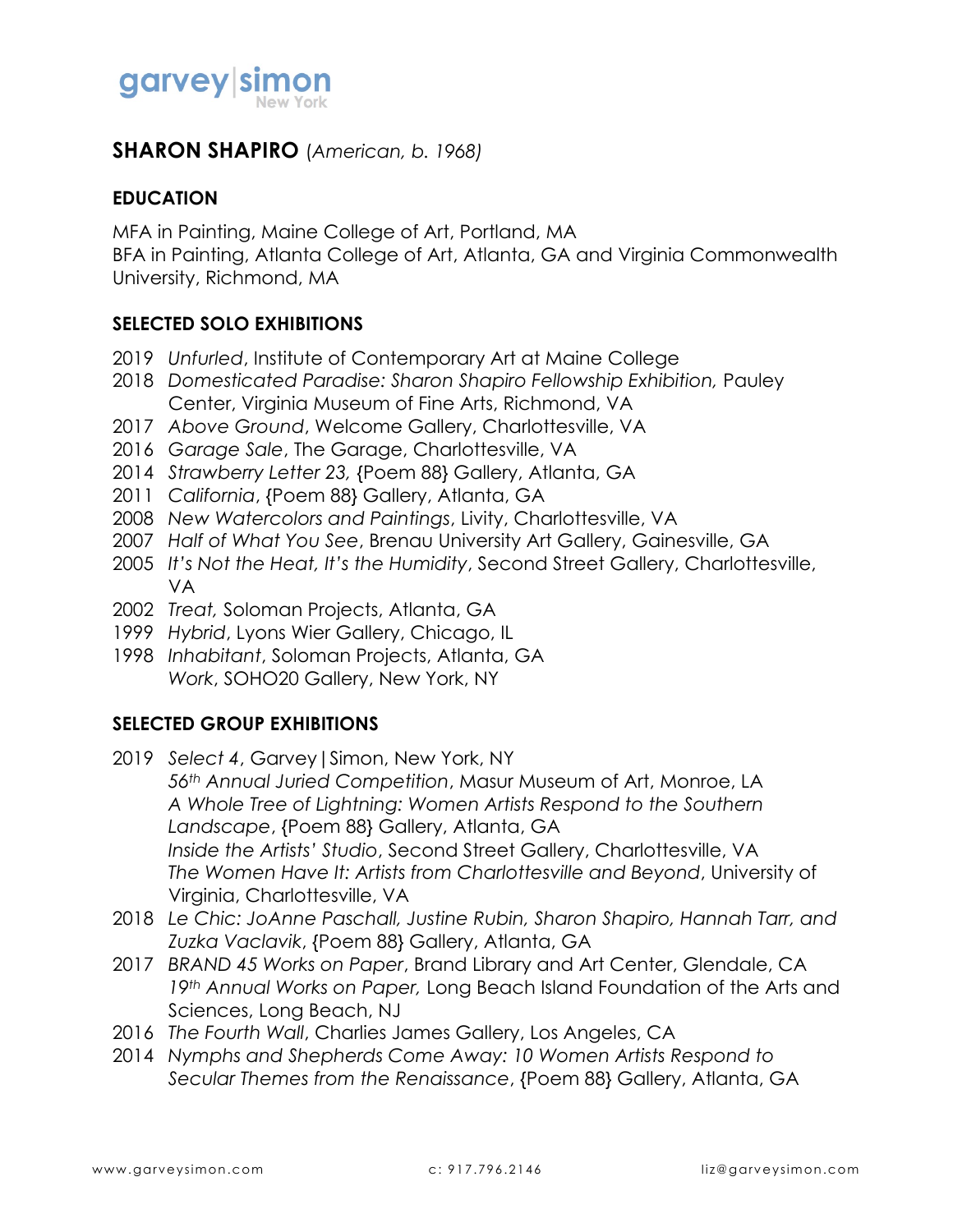garvey|simon
New York

# SHARON SHAPIRO (*American, b. 1968)*

## EDUCATION

MFA in Painting, Maine College of Art, Portland, MA
BFA in Painting, Atlanta College of Art, Atlanta, GA and Virginia Commonwealth University, Richmond, MA

## SELECTED SOLO EXHIBITIONS

2019 *Unfurled*, Institute of Contemporary Art at Maine College
2018 *Domesticated Paradise: Sharon Shapiro Fellowship Exhibition,* Pauley Center, Virginia Museum of Fine Arts, Richmond, VA
2017 *Above Ground*, Welcome Gallery, Charlottesville, VA
2016 *Garage Sale*, The Garage, Charlottesville, VA
2014 *Strawberry Letter 23,* {Poem 88} Gallery, Atlanta, GA
2011 *California*, {Poem 88} Gallery, Atlanta, GA
2008 *New Watercolors and Paintings*, Livity, Charlottesville, VA
2007 *Half of What You See*, Brenau University Art Gallery, Gainesville, GA
2005 *It's Not the Heat, It's the Humidity*, Second Street Gallery, Charlottesville, VA
2002 *Treat,* Soloman Projects, Atlanta, GA
1999 *Hybrid*, Lyons Wier Gallery, Chicago, IL
1998 *Inhabitant*, Soloman Projects, Atlanta, GA
*Work*, SOHO20 Gallery, New York, NY

## SELECTED GROUP EXHIBITIONS

2019 *Select 4*, Garvey|Simon, New York, NY
*56th Annual Juried Competition*, Masur Museum of Art, Monroe, LA
*A Whole Tree of Lightning: Women Artists Respond to the Southern Landscape*, {Poem 88} Gallery, Atlanta, GA
*Inside the Artists' Studio*, Second Street Gallery, Charlottesville, VA
*The Women Have It: Artists from Charlottesville and Beyond*, University of Virginia, Charlottesville, VA
2018 *Le Chic: JoAnne Paschall, Justine Rubin, Sharon Shapiro, Hannah Tarr, and Zuzka Vaclavik*, {Poem 88} Gallery, Atlanta, GA
2017 *BRAND 45 Works on Paper*, Brand Library and Art Center, Glendale, CA
*19th Annual Works on Paper,* Long Beach Island Foundation of the Arts and Sciences, Long Beach, NJ
2016 *The Fourth Wall*, Charlies James Gallery, Los Angeles, CA
2014 *Nymphs and Shepherds Come Away: 10 Women Artists Respond to Secular Themes from the Renaissance*, {Poem 88} Gallery, Atlanta, GA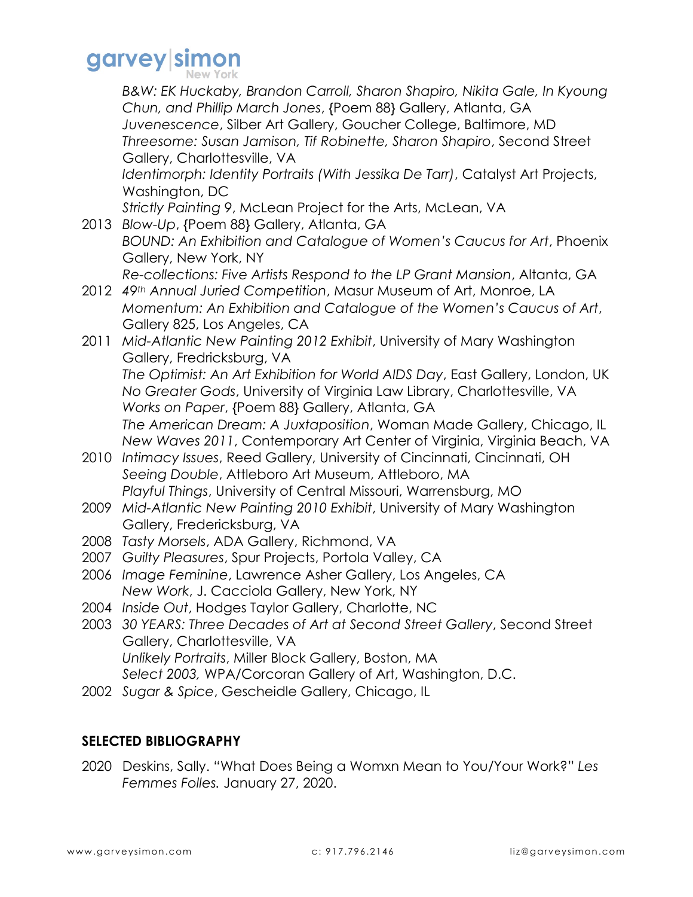*B&W: EK Huckaby, Brandon Carroll, Sharon Shapiro, Nikita Gale, In Kyoung Chun, and Phillip March Jones*, {Poem 88} Gallery, Atlanta, GA
*Juvenescence*, Silber Art Gallery, Goucher College, Baltimore, MD
*Threesome: Susan Jamison, Tif Robinette, Sharon Shapiro*, Second Street Gallery, Charlottesville, VA
*Identimorph: Identity Portraits (With Jessika De Tarr)*, Catalyst Art Projects, Washington, DC
*Strictly Painting* 9, McLean Project for the Arts, McLean, VA

2013 *Blow-Up*, {Poem 88} Gallery, Atlanta, GA
*BOUND: An Exhibition and Catalogue of Women's Caucus for Art*, Phoenix Gallery, New York, NY
*Re-collections: Five Artists Respond to the LP Grant Mansion*, Altanta, GA

2012 *49th Annual Juried Competition*, Masur Museum of Art, Monroe, LA
*Momentum: An Exhibition and Catalogue of the Women's Caucus of Art*, Gallery 825, Los Angeles, CA

2011 *Mid-Atlantic New Painting 2012 Exhibit*, University of Mary Washington Gallery, Fredricksburg, VA
*The Optimist: An Art Exhibition for World AIDS Day*, East Gallery, London, UK
*No Greater Gods*, University of Virginia Law Library, Charlottesville, VA
*Works on Paper*, {Poem 88} Gallery, Atlanta, GA
*The American Dream: A Juxtaposition*, Woman Made Gallery, Chicago, IL
*New Waves 2011*, Contemporary Art Center of Virginia, Virginia Beach, VA

2010 *Intimacy Issues*, Reed Gallery, University of Cincinnati, Cincinnati, OH
*Seeing Double*, Attleboro Art Museum, Attleboro, MA
*Playful Things*, University of Central Missouri, Warrensburg, MO

2009 *Mid-Atlantic New Painting 2010 Exhibit*, University of Mary Washington Gallery, Frederickburg, VA

2008 *Tasty Morsels*, ADA Gallery, Richmond, VA

2007 *Guilty Pleasures*, Spur Projects, Portola Valley, CA

2006 *Image Feminine*, Lawrence Asher Gallery, Los Angeles, CA
*New Work*, J. Cacciola Gallery, New York, NY

2004 *Inside Out*, Hodges Taylor Gallery, Charlotte, NC

2003 *30 YEARS: Three Decades of Art at Second Street Gallery*, Second Street Gallery, Charlottesville, VA
*Unlikely Portraits*, Miller Block Gallery, Boston, MA
*Select 2003,* WPA/Corcoran Gallery of Art, Washington, D.C.

2002 *Sugar & Spice*, Gescheidle Gallery, Chicago, IL

## SELECTED BIBLIOGRAPHY

2020 Deskins, Sally. "What Does Being a Womxn Mean to You/Your Work?" *Les Femmes Folles.* January 27, 2020.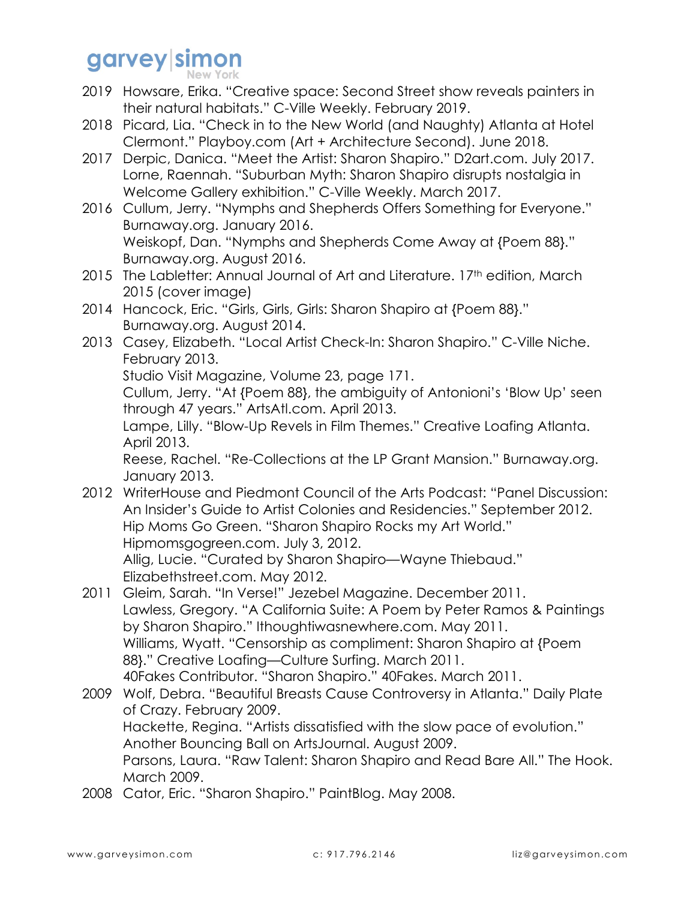2019 Howsare, Erika. "Creative space: Second Street show reveals painters in their natural habitats." C-Ville Weekly. February 2019.

2018 Picard, Lia. "Check in to the New World (and Naughty) Atlanta at Hotel Clermont." Playboy.com (Art + Architecture Second). June 2018.

2017 Derpic, Danica. "Meet the Artist: Sharon Shapiro." D2art.com. July 2017.
Lorne, Raennah. "Suburban Myth: Sharon Shapiro disrupts nostalgia in Welcome Gallery exhibition." C-Ville Weekly. March 2017.

2016 Cullum, Jerry. "Nymphs and Shepherds Offers Something for Everyone." Burnaway.org. January 2016.
Weiskopf, Dan. "Nymphs and Shepherds Come Away at {Poem 88}." Burnaway.org. August 2016.

2015 The Labletter: Annual Journal of Art and Literature. 17th edition, March 2015 (cover image)

2014 Hancock, Eric. "Girls, Girls, Girls: Sharon Shapiro at {Poem 88}." Burnaway.org. August 2014.

2013 Casey, Elizabeth. "Local Artist Check-In: Sharon Shapiro." C-Ville Niche. February 2013.
Studio Visit Magazine, Volume 23, page 171.
Cullum, Jerry. "At {Poem 88}, the ambiguity of Antonioni's 'Blow Up' seen through 47 years." ArtsAtl.com. April 2013.
Lampe, Lilly. "Blow-Up Revels in Film Themes." Creative Loafing Atlanta. April 2013.
Reese, Rachel. "Re-Collections at the LP Grant Mansion." Burnaway.org. January 2013.

2012 WriterHouse and Piedmont Council of the Arts Podcast: "Panel Discussion: An Insider's Guide to Artist Colonies and Residencies." September 2012.
Hip Moms Go Green. "Sharon Shapiro Rocks my Art World." Hipmomsgogreen.com. July 3, 2012.
Allig, Lucie. "Curated by Sharon Shapiro—Wayne Thiebaud." Elizabethstreet.com. May 2012.

2011 Gleim, Sarah. "In Verse!" Jezebel Magazine. December 2011.
Lawless, Gregory. "A California Suite: A Poem by Peter Ramos & Paintings by Sharon Shapiro." Ithoughtiwasnewhere.com. May 2011.
Williams, Wyatt. "Censorship as compliment: Sharon Shapiro at {Poem 88}." Creative Loafing—Culture Surfing. March 2011.
40Fakes Contributor. "Sharon Shapiro." 40Fakes. March 2011.

2009 Wolf, Debra. "Beautiful Breasts Cause Controversy in Atlanta." Daily Plate of Crazy. February 2009.
Hackette, Regina. "Artists dissatisfied with the slow pace of evolution." Another Bouncing Ball on ArtsJournal. August 2009.
Parsons, Laura. "Raw Talent: Sharon Shapiro and Read Bare All." The Hook. March 2009.

2008 Cator, Eric. "Sharon Shapiro." PaintBlog. May 2008.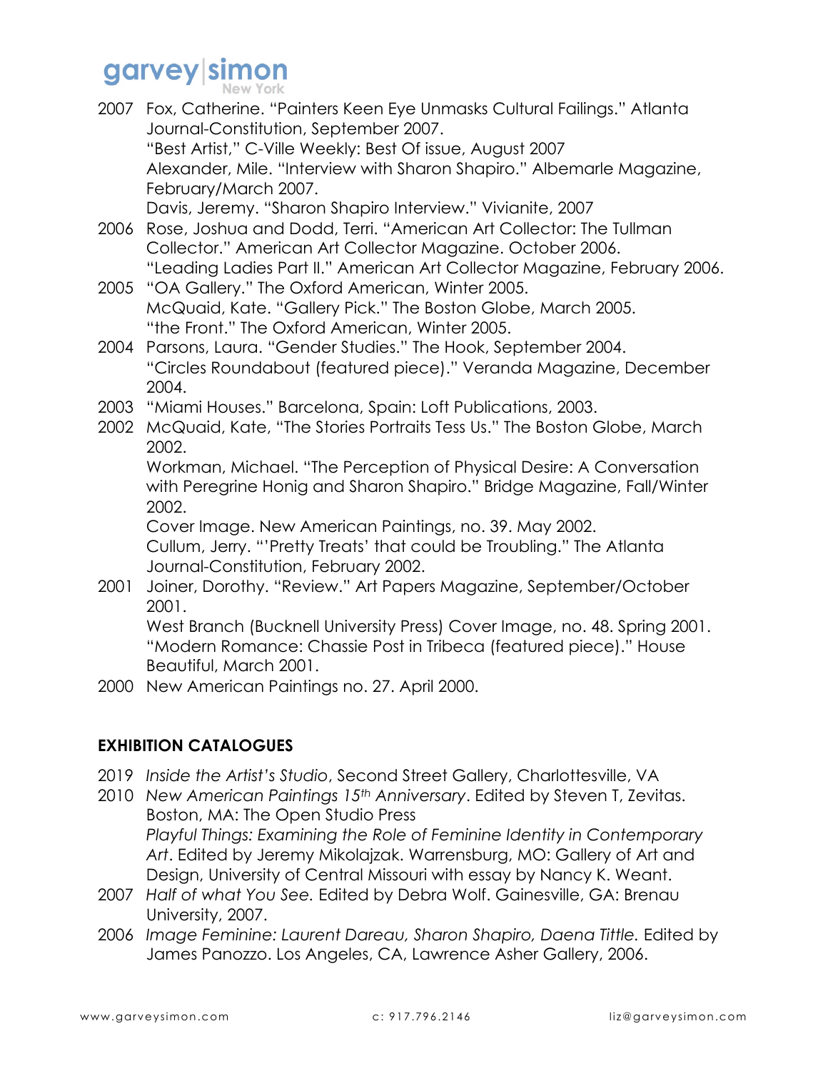2007 Fox, Catherine. "Painters Keen Eye Unmasks Cultural Failings." Atlanta Journal-Constitution, September 2007.
"Best Artist," C-Ville Weekly: Best Of issue, August 2007
Alexander, Mile. "Interview with Sharon Shapiro." Albemarle Magazine, February/March 2007.
Davis, Jeremy. "Sharon Shapiro Interview." Vivianite, 2007

2006 Rose, Joshua and Dodd, Terri. "American Art Collector: The Tullman Collector." American Art Collector Magazine. October 2006.
"Leading Ladies Part II." American Art Collector Magazine, February 2006.

2005 "OA Gallery." The Oxford American, Winter 2005.
McQuaid, Kate. "Gallery Pick." The Boston Globe, March 2005.
"the Front." The Oxford American, Winter 2005.

2004 Parsons, Laura. "Gender Studies." The Hook, September 2004.
"Circles Roundabout (featured piece)." Veranda Magazine, December 2004.

2003 "Miami Houses." Barcelona, Spain: Loft Publications, 2003.

2002 McQuaid, Kate, "The Stories Portraits Tess Us." The Boston Globe, March 2002.
Workman, Michael. "The Perception of Physical Desire: A Conversation with Peregrine Honig and Sharon Shapiro." Bridge Magazine, Fall/Winter 2002.
Cover Image. New American Paintings, no. 39. May 2002.
Cullum, Jerry. "'Pretty Treats' that could be Troubling." The Atlanta Journal-Constitution, February 2002.

2001 Joiner, Dorothy. "Review." Art Papers Magazine, September/October 2001.
West Branch (Bucknell University Press) Cover Image, no. 48. Spring 2001.
"Modern Romance: Chassie Post in Tribeca (featured piece)." House Beautiful, March 2001.

2000 New American Paintings no. 27. April 2000.

**EXHIBITION CATALOGUES**

2019 *Inside the Artist's Studio*, Second Street Gallery, Charlottesville, VA

2010 *New American Paintings 15th Anniversary*. Edited by Steven T, Zevitas. Boston, MA: The Open Studio Press
*Playful Things: Examining the Role of Feminine Identity in Contemporary Art*. Edited by Jeremy Mikolajzak. Warrensburg, MO: Gallery of Art and Design, University of Central Missouri with essay by Nancy K. Weant.

2007 *Half of what You See.* Edited by Debra Wolf. Gainesville, GA: Brenau University, 2007.

2006 *Image Feminine: Laurent Dareau, Sharon Shapiro, Daena Tittle.* Edited by James Panozzo. Los Angeles, CA, Lawrence Asher Gallery, 2006.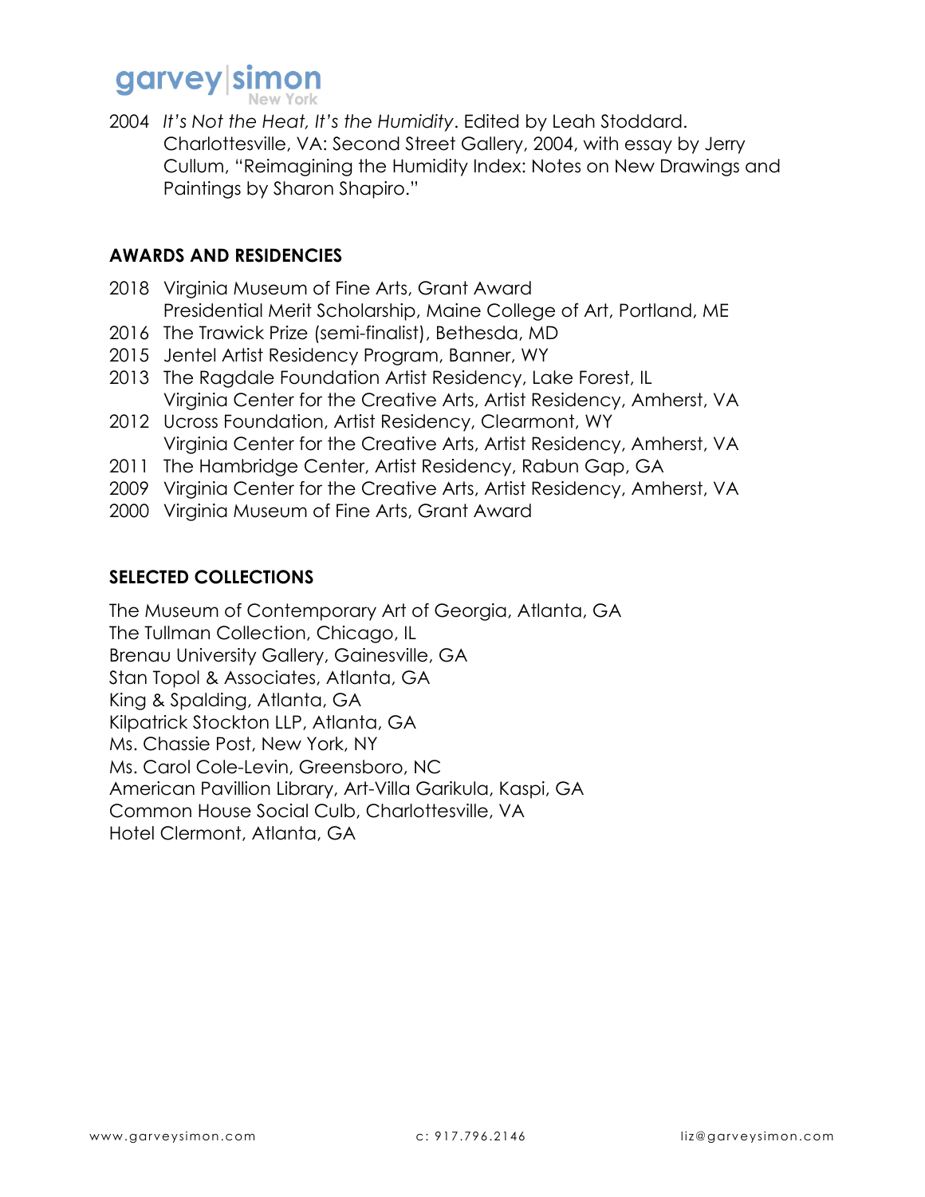2004 *It's Not the Heat, It's the Humidity*. Edited by Leah Stoddard. Charlottesville, VA: Second Street Gallery, 2004, with essay by Jerry Cullum, "Reimagining the Humidity Index: Notes on New Drawings and Paintings by Sharon Shapiro."

## AWARDS AND RESIDENCIES

2018 Virginia Museum of Fine Arts, Grant Award
Presidential Merit Scholarship, Maine College of Art, Portland, ME
2016 The Trawick Prize (semi-finalist), Bethesda, MD
2015 Jentel Artist Residency Program, Banner, WY
2013 The Ragdale Foundation Artist Residency, Lake Forest, IL
Virginia Center for the Creative Arts, Artist Residency, Amherst, VA
2012 Ucross Foundation, Artist Residency, Clearmont, WY
Virginia Center for the Creative Arts, Artist Residency, Amherst, VA
2011 The Hambridge Center, Artist Residency, Rabun Gap, GA
2009 Virginia Center for the Creative Arts, Artist Residency, Amherst, VA
2000 Virginia Museum of Fine Arts, Grant Award

## SELECTED COLLECTIONS

The Museum of Contemporary Art of Georgia, Atlanta, GA
The Tullman Collection, Chicago, IL
Brenau University Gallery, Gainesville, GA
Stan Topol & Associates, Atlanta, GA
King & Spalding, Atlanta, GA
Kilpatrick Stockton LLP, Atlanta, GA
Ms. Chassie Post, New York, NY
Ms. Carol Cole-Levin, Greensboro, NC
American Pavillion Library, Art-Villa Garikula, Kaspi, GA
Common House Social Culb, Charlottesville, VA
Hotel Clermont, Atlanta, GA